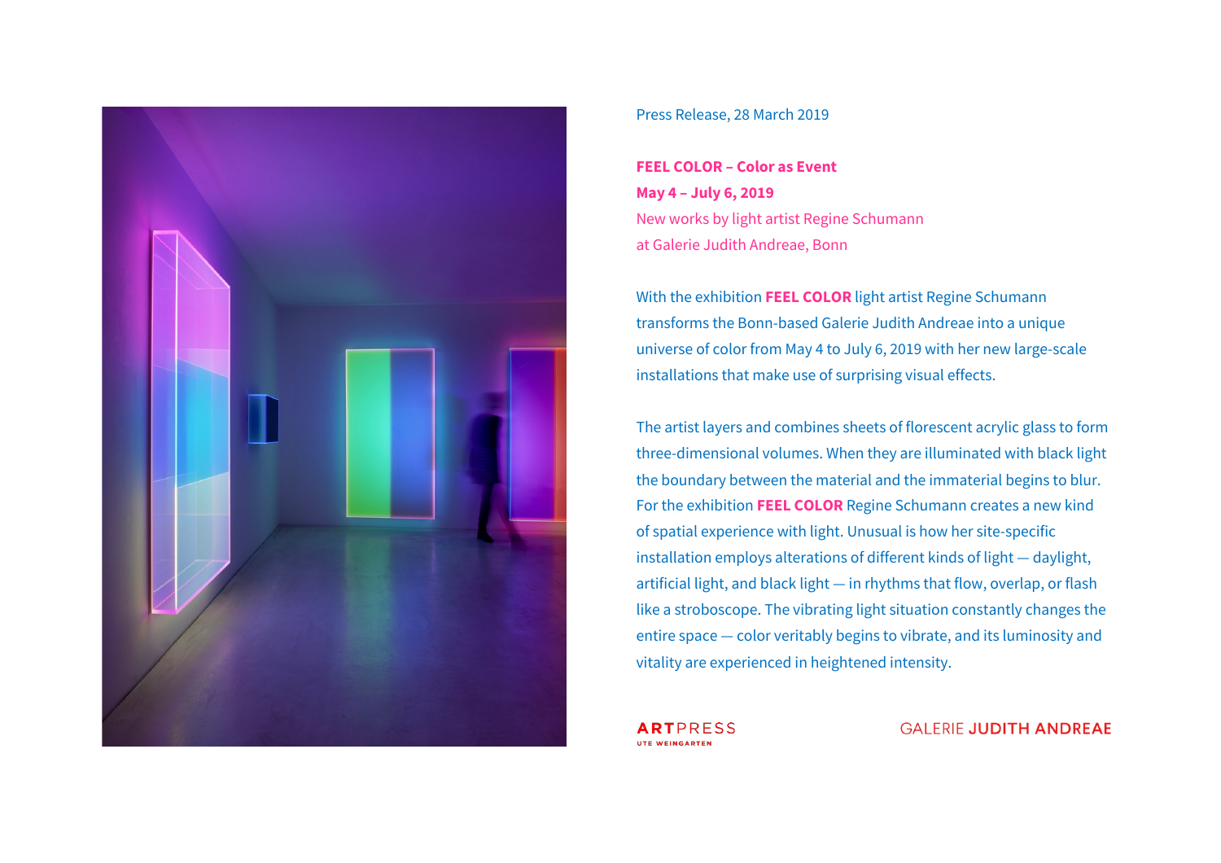Press Release, 28 March 2019

**FEEL COLOR – Color as Event**
**May 4 – July 6, 2019**
New works by light artist Regine Schumann
at Galerie Judith Andreae, Bonn

With the exhibition **FEEL COLOR** light artist Regine Schumann transforms the Bonn-based Galerie Judith Andreae into a unique universe of color from May 4 to July 6, 2019 with her new large-scale installations that make use of surprising visual effects.

The artist layers and combines sheets of florescent acrylic glass to form three-dimensional volumes. When they are illuminated with black light the boundary between the material and the immaterial begins to blur. For the exhibition **FEEL COLOR** Regine Schumann creates a new kind of spatial experience with light. Unusual is how her site-specific installation employs alterations of different kinds of light — daylight, artificial light, and black light — in rhythms that flow, overlap, or flash like a stroboscope. The vibrating light situation constantly changes the entire space — color veritably begins to vibrate, and its luminosity and vitality are experienced in heightened intensity.

ARTPRESS UTE WEINGARTEN

GALERIE JUDITH ANDREAE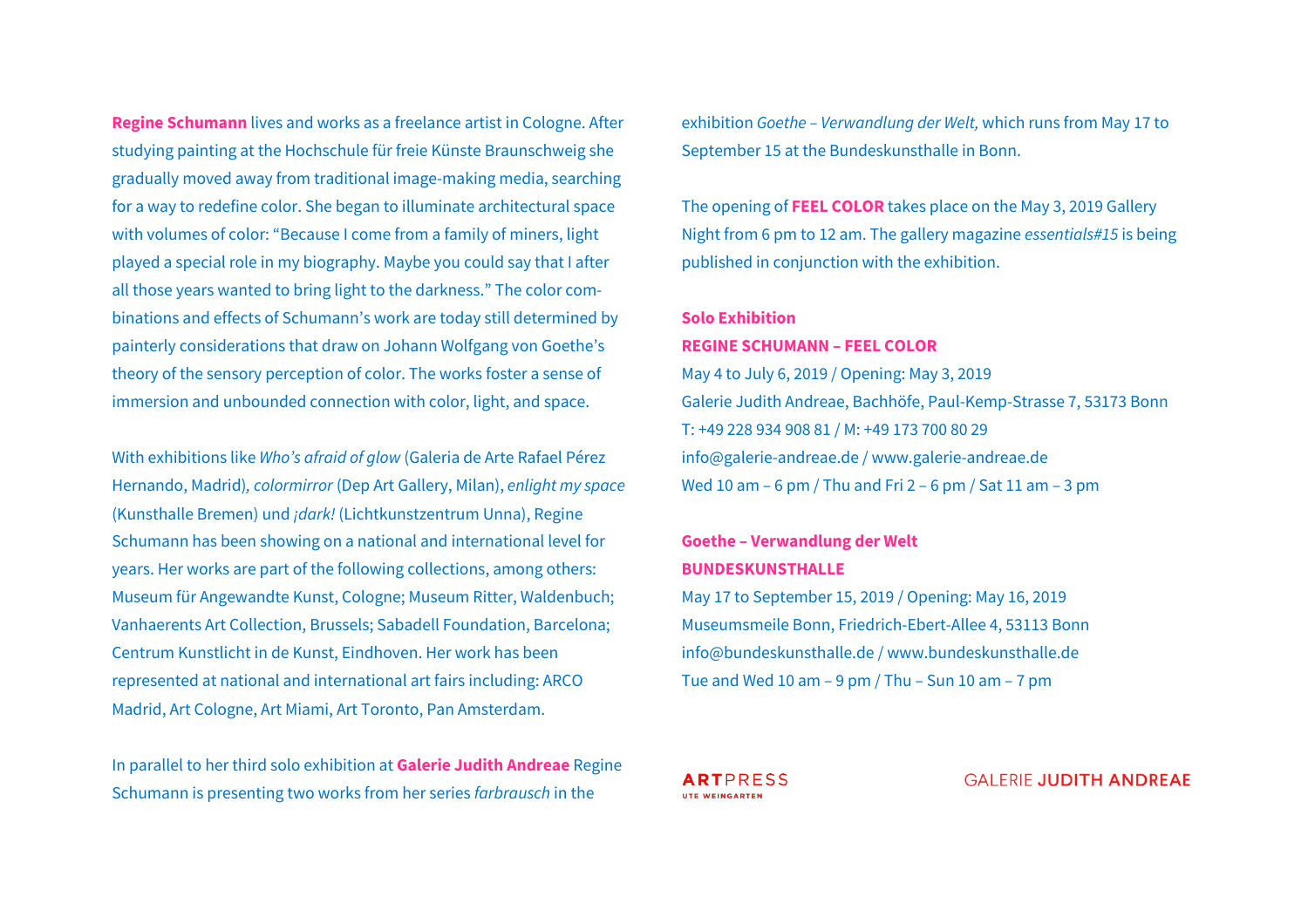**Regine Schumann** lives and works as a freelance artist in Cologne. After studying painting at the Hochschule für freie Künste Braunschweig she gradually moved away from traditional image-making media, searching for a way to redefine color. She began to illuminate architectural space with volumes of color: "Because I come from a family of miners, light played a special role in my biography. Maybe you could say that I after all those years wanted to bring light to the darkness." The color combinations and effects of Schumann's work are today still determined by painterly considerations that draw on Johann Wolfgang von Goethe's theory of the sensory perception of color. The works foster a sense of immersion and unbounded connection with color, light, and space.

With exhibitions like *Who's afraid of glow* (Galeria de Arte Rafael Pérez Hernando, Madrid), *colormirror* (Dep Art Gallery, Milan), *enlight my space* (Kunsthalle Bremen) und *¡dark!* (Lichtkunstzentrum Unna), Regine Schumann has been showing on a national and international level for years. Her works are part of the following collections, among others: Museum für Angewandte Kunst, Cologne; Museum Ritter, Waldenbuch; Vanhaerents Art Collection, Brussels; Sabadell Foundation, Barcelona; Centrum Kunstlicht in de Kunst, Eindhoven. Her work has been represented at national and international art fairs including: ARCO Madrid, Art Cologne, Art Miami, Art Toronto, Pan Amsterdam.

In parallel to her third solo exhibition at **Galerie Judith Andreae** Regine Schumann is presenting two works from her series *farbrausch* in the exhibition *Goethe – Verwandlung der Welt,* which runs from May 17 to September 15 at the Bundeskunsthalle in Bonn.

The opening of **FEEL COLOR** takes place on the May 3, 2019 Gallery Night from 6 pm to 12 am. The gallery magazine *essentials#15* is being published in conjunction with the exhibition.

**Solo Exhibition**
**REGINE SCHUMANN – FEEL COLOR**
May 4 to July 6, 2019 / Opening: May 3, 2019
Galerie Judith Andreae, Bachhöfe, Paul-Kemp-Strasse 7, 53173 Bonn
T: +49 228 934 908 81 / M: +49 173 700 80 29
info@galerie-andreae.de / www.galerie-andreae.de
Wed 10 am – 6 pm / Thu and Fri 2 – 6 pm / Sat 11 am – 3 pm

**Goethe – Verwandlung der Welt**
**BUNDESKUNSTHALLE**
May 17 to September 15, 2019 / Opening: May 16, 2019
Museumsmeile Bonn, Friedrich-Ebert-Allee 4, 53113 Bonn
info@bundeskunsthalle.de / www.bundeskunsthalle.de
Tue and Wed 10 am – 9 pm / Thu – Sun 10 am – 7 pm

ARTPRESS
UTE WEINGARTEN

GALERIE JUDITH ANDREAE